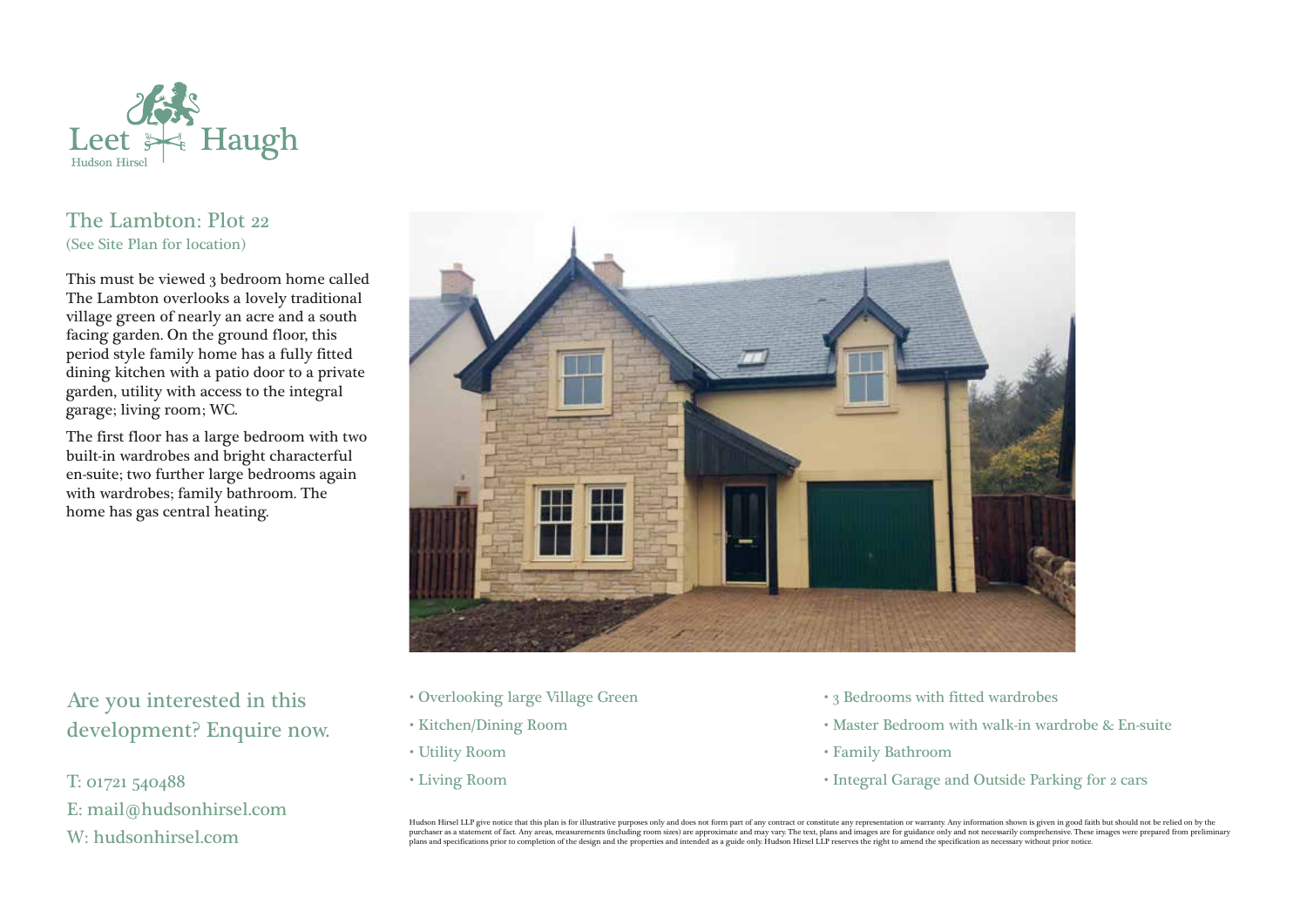Leet Haugh
Hudson Hirsel

## The Lambton: Plot 22

(See Site Plan for location)

This must be viewed 3 bedroom home called The Lambton overlooks a lovely traditional village green of nearly an acre and a south facing garden. On the ground floor, this period style family home has a fully fitted dining kitchen with a patio door to a private garden, utility with access to the integral garage; living room; WC.

The first floor has a large bedroom with two built-in wardrobes and bright characterful en-suite; two further large bedrooms again with wardrobes; family bathroom. The home has gas central heating.

## Are you interested in this development? Enquire now.

T: 01721 540488
E: mail@hudsonhirsel.com
W: hudsonhirsel.com

- Overlooking large Village Green
- Kitchen/Dining Room
- Utility Room
- Living Room
- 3 Bedrooms with fitted wardrobes
- Master Bedroom with walk-in wardrobe & En-suite
- Family Bathroom
- Integral Garage and Outside Parking for 2 cars

Hudson Hirsel LLP give notice that this plan is for illustrative purposes only and does not form part of any contract or constitute any representation or warranty. Any information shown is given in good faith but should not be relied on by the purchaser as a statement of fact. Any areas, measurements (including room sizes) are approximate and may vary. The text, plans and images are for guidance only and not necessarily comprehensive. These images were prepared from preliminary plans and specifications prior to completion of the design and the properties and intended as a guide only. Hudson Hirsel LLP reserves the right to amend the specification as necessary without prior notice.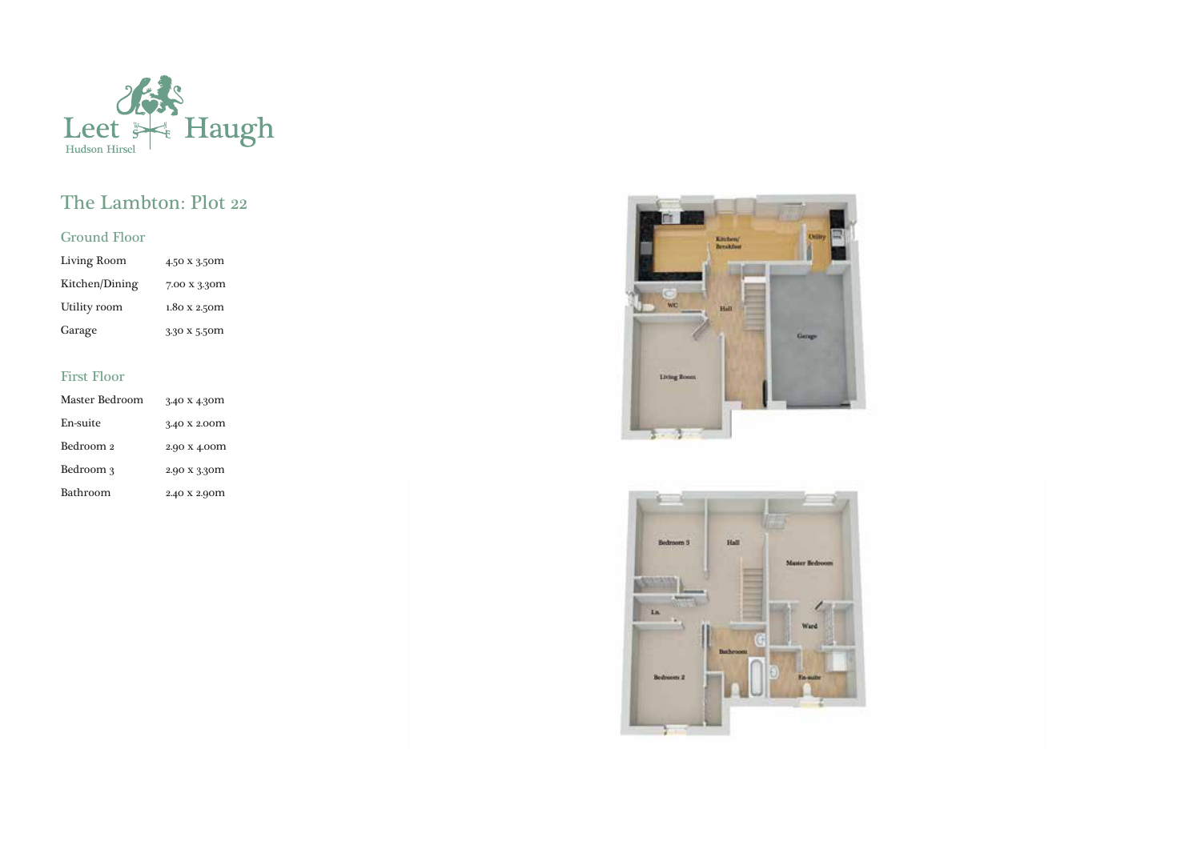Leet Haugh

Hudson Hirsel

# The Lambton: Plot 22

## Ground Floor

| | |
|---|---|
| Living Room | 4.50 x 3.50m |
| Kitchen/Dining | 7.00 x 3.30m |
| Utility room | 1.80 x 2.50m |
| Garage | 3.30 x 5.50m |

## First Floor

| | |
|---|---|
| Master Bedroom | 3.40 x 4.30m |
| En-suite | 3.40 x 2.00m |
| Bedroom 2 | 2.90 x 4.00m |
| Bedroom 3 | 2.90 x 3.30m |
| Bathroom | 2.40 x 2.90m |

Kitchen/Breakfast
Utility
WC
Hall
Garage
Living Room

Bedroom 3
Hall
Master Bedroom
E.s.
Ward
Bathroom
Bedroom 2
En-suite